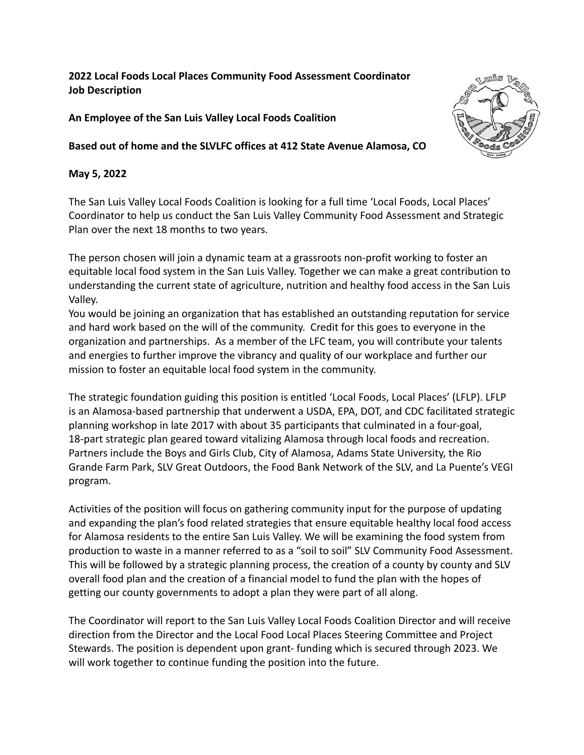**2022 Local Foods Local Places Community Food Assessment Coordinator Job Description**

**An Employee of the San Luis Valley Local Foods Coalition**

**Based out of home and the SLVLFC offices at 412 State Avenue Alamosa, CO**

**May 5, 2022**

The San Luis Valley Local Foods Coalition is looking for a full time 'Local Foods, Local Places' Coordinator to help us conduct the San Luis Valley Community Food Assessment and Strategic Plan over the next 18 months to two years.

The person chosen will join a dynamic team at a grassroots non-profit working to foster an equitable local food system in the San Luis Valley. Together we can make a great contribution to understanding the current state of agriculture, nutrition and healthy food access in the San Luis Valley.
You would be joining an organization that has established an outstanding reputation for service and hard work based on the will of the community. Credit for this goes to everyone in the organization and partnerships. As a member of the LFC team, you will contribute your talents and energies to further improve the vibrancy and quality of our workplace and further our mission to foster an equitable local food system in the community.

The strategic foundation guiding this position is entitled 'Local Foods, Local Places' (LFLP). LFLP is an Alamosa-based partnership that underwent a USDA, EPA, DOT, and CDC facilitated strategic planning workshop in late 2017 with about 35 participants that culminated in a four-goal, 18-part strategic plan geared toward vitalizing Alamosa through local foods and recreation. Partners include the Boys and Girls Club, City of Alamosa, Adams State University, the Rio Grande Farm Park, SLV Great Outdoors, the Food Bank Network of the SLV, and La Puente's VEGI program.

Activities of the position will focus on gathering community input for the purpose of updating and expanding the plan's food related strategies that ensure equitable healthy local food access for Alamosa residents to the entire San Luis Valley. We will be examining the food system from production to waste in a manner referred to as a "soil to soil" SLV Community Food Assessment. This will be followed by a strategic planning process, the creation of a county by county and SLV overall food plan and the creation of a financial model to fund the plan with the hopes of getting our county governments to adopt a plan they were part of all along.

The Coordinator will report to the San Luis Valley Local Foods Coalition Director and will receive direction from the Director and the Local Food Local Places Steering Committee and Project Stewards. The position is dependent upon grant- funding which is secured through 2023. We will work together to continue funding the position into the future.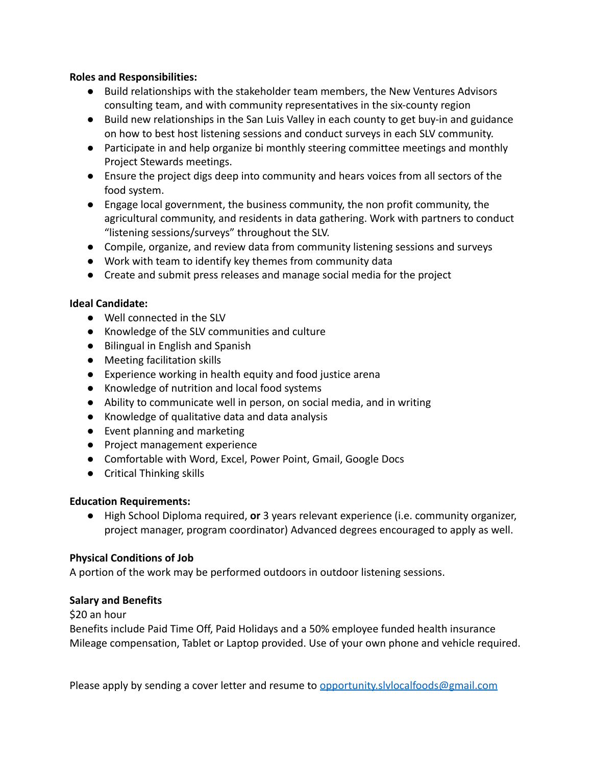**Roles and Responsibilities:**

- Build relationships with the stakeholder team members, the New Ventures Advisors consulting team, and with community representatives in the six-county region
- Build new relationships in the San Luis Valley in each county to get buy-in and guidance on how to best host listening sessions and conduct surveys in each SLV community.
- Participate in and help organize bi monthly steering committee meetings and monthly Project Stewards meetings.
- Ensure the project digs deep into community and hears voices from all sectors of the food system.
- Engage local government, the business community, the non profit community, the agricultural community, and residents in data gathering. Work with partners to conduct "listening sessions/surveys" throughout the SLV.
- Compile, organize, and review data from community listening sessions and surveys
- Work with team to identify key themes from community data
- Create and submit press releases and manage social media for the project

**Ideal Candidate:**

- Well connected in the SLV
- Knowledge of the SLV communities and culture
- Bilingual in English and Spanish
- Meeting facilitation skills
- Experience working in health equity and food justice arena
- Knowledge of nutrition and local food systems
- Ability to communicate well in person, on social media, and in writing
- Knowledge of qualitative data and data analysis
- Event planning and marketing
- Project management experience
- Comfortable with Word, Excel, Power Point, Gmail, Google Docs
- Critical Thinking skills

**Education Requirements:**

- High School Diploma required, **or** 3 years relevant experience (i.e. community organizer, project manager, program coordinator) Advanced degrees encouraged to apply as well.

**Physical Conditions of Job**

A portion of the work may be performed outdoors in outdoor listening sessions.

**Salary and Benefits**

$20 an hour

Benefits include Paid Time Off, Paid Holidays and a 50% employee funded health insurance

Mileage compensation, Tablet or Laptop provided. Use of your own phone and vehicle required.

Please apply by sending a cover letter and resume to opportunity.slvlocalfoods@gmail.com